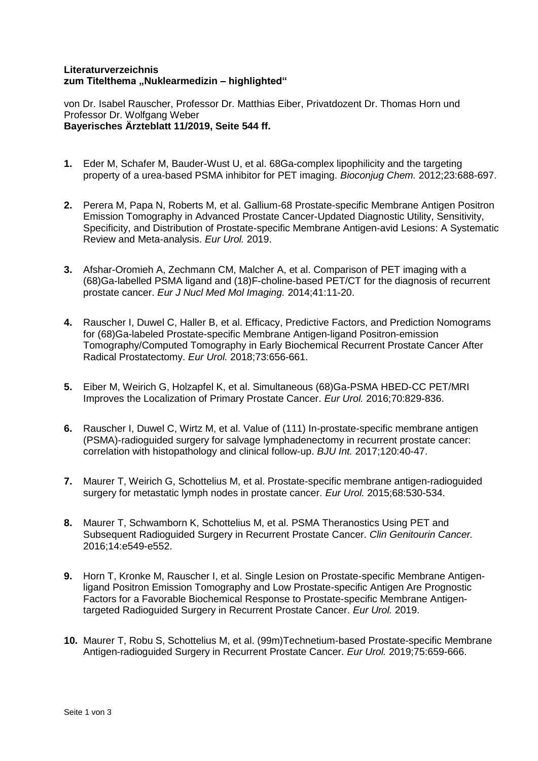**Literaturverzeichnis**
**zum Titelthema „Nuklearmedizin – highlighted"**

von Dr. Isabel Rauscher, Professor Dr. Matthias Eiber, Privatdozent Dr. Thomas Horn und Professor Dr. Wolfgang Weber
**Bayerisches Ärzteblatt 11/2019, Seite 544 ff.**

1. Eder M, Schafer M, Bauder-Wust U, et al. 68Ga-complex lipophilicity and the targeting property of a urea-based PSMA inhibitor for PET imaging. *Bioconjug Chem.* 2012;23:688-697.

2. Perera M, Papa N, Roberts M, et al. Gallium-68 Prostate-specific Membrane Antigen Positron Emission Tomography in Advanced Prostate Cancer-Updated Diagnostic Utility, Sensitivity, Specificity, and Distribution of Prostate-specific Membrane Antigen-avid Lesions: A Systematic Review and Meta-analysis. *Eur Urol.* 2019.

3. Afshar-Oromieh A, Zechmann CM, Malcher A, et al. Comparison of PET imaging with a (68)Ga-labelled PSMA ligand and (18)F-choline-based PET/CT for the diagnosis of recurrent prostate cancer. *Eur J Nucl Med Mol Imaging.* 2014;41:11-20.

4. Rauscher I, Duwel C, Haller B, et al. Efficacy, Predictive Factors, and Prediction Nomograms for (68)Ga-labeled Prostate-specific Membrane Antigen-ligand Positron-emission Tomography/Computed Tomography in Early Biochemical Recurrent Prostate Cancer After Radical Prostatectomy. *Eur Urol.* 2018;73:656-661.

5. Eiber M, Weirich G, Holzapfel K, et al. Simultaneous (68)Ga-PSMA HBED-CC PET/MRI Improves the Localization of Primary Prostate Cancer. *Eur Urol.* 2016;70:829-836.

6. Rauscher I, Duwel C, Wirtz M, et al. Value of (111) In-prostate-specific membrane antigen (PSMA)-radioguided surgery for salvage lymphadenectomy in recurrent prostate cancer: correlation with histopathology and clinical follow-up. *BJU Int.* 2017;120:40-47.

7. Maurer T, Weirich G, Schottelius M, et al. Prostate-specific membrane antigen-radioguided surgery for metastatic lymph nodes in prostate cancer. *Eur Urol.* 2015;68:530-534.

8. Maurer T, Schwamborn K, Schottelius M, et al. PSMA Theranostics Using PET and Subsequent Radioguided Surgery in Recurrent Prostate Cancer. *Clin Genitourin Cancer.* 2016;14:e549-e552.

9. Horn T, Kronke M, Rauscher I, et al. Single Lesion on Prostate-specific Membrane Antigen-ligand Positron Emission Tomography and Low Prostate-specific Antigen Are Prognostic Factors for a Favorable Biochemical Response to Prostate-specific Membrane Antigen-targeted Radioguided Surgery in Recurrent Prostate Cancer. *Eur Urol.* 2019.

10. Maurer T, Robu S, Schottelius M, et al. (99m)Technetium-based Prostate-specific Membrane Antigen-radioguided Surgery in Recurrent Prostate Cancer. *Eur Urol.* 2019;75:659-666.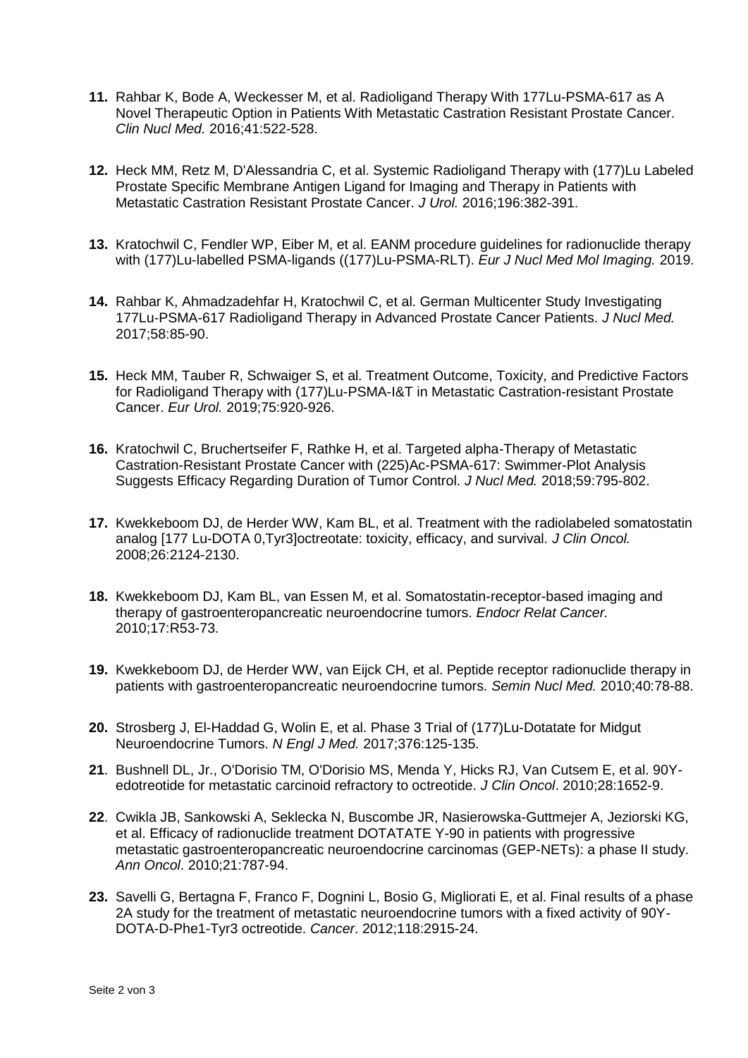**11.** Rahbar K, Bode A, Weckesser M, et al. Radioligand Therapy With 177Lu-PSMA-617 as A Novel Therapeutic Option in Patients With Metastatic Castration Resistant Prostate Cancer. *Clin Nucl Med.* 2016;41:522-528.

**12.** Heck MM, Retz M, D'Alessandria C, et al. Systemic Radioligand Therapy with (177)Lu Labeled Prostate Specific Membrane Antigen Ligand for Imaging and Therapy in Patients with Metastatic Castration Resistant Prostate Cancer. *J Urol.* 2016;196:382-391.

**13.** Kratochwil C, Fendler WP, Eiber M, et al. EANM procedure guidelines for radionuclide therapy with (177)Lu-labelled PSMA-ligands ((177)Lu-PSMA-RLT). *Eur J Nucl Med Mol Imaging.* 2019.

**14.** Rahbar K, Ahmadzadehfar H, Kratochwil C, et al. German Multicenter Study Investigating 177Lu-PSMA-617 Radioligand Therapy in Advanced Prostate Cancer Patients. *J Nucl Med.* 2017;58:85-90.

**15.** Heck MM, Tauber R, Schwaiger S, et al. Treatment Outcome, Toxicity, and Predictive Factors for Radioligand Therapy with (177)Lu-PSMA-I&T in Metastatic Castration-resistant Prostate Cancer. *Eur Urol.* 2019;75:920-926.

**16.** Kratochwil C, Bruchertseifer F, Rathke H, et al. Targeted alpha-Therapy of Metastatic Castration-Resistant Prostate Cancer with (225)Ac-PSMA-617: Swimmer-Plot Analysis Suggests Efficacy Regarding Duration of Tumor Control. *J Nucl Med.* 2018;59:795-802.

**17.** Kwekkeboom DJ, de Herder WW, Kam BL, et al. Treatment with the radiolabeled somatostatin analog [177 Lu-DOTA 0,Tyr3]octreotate: toxicity, efficacy, and survival. *J Clin Oncol.* 2008;26:2124-2130.

**18.** Kwekkeboom DJ, Kam BL, van Essen M, et al. Somatostatin-receptor-based imaging and therapy of gastroenteropancreatic neuroendocrine tumors. *Endocr Relat Cancer.* 2010;17:R53-73.

**19.** Kwekkeboom DJ, de Herder WW, van Eijck CH, et al. Peptide receptor radionuclide therapy in patients with gastroenteropancreatic neuroendocrine tumors. *Semin Nucl Med.* 2010;40:78-88.

**20.** Strosberg J, El-Haddad G, Wolin E, et al. Phase 3 Trial of (177)Lu-Dotatate for Midgut Neuroendocrine Tumors. *N Engl J Med.* 2017;376:125-135.

**21**. Bushnell DL, Jr., O'Dorisio TM, O'Dorisio MS, Menda Y, Hicks RJ, Van Cutsem E, et al. 90Y-edotreotide for metastatic carcinoid refractory to octreotide. *J Clin Oncol*. 2010;28:1652-9.

**22**. Cwikla JB, Sankowski A, Seklecka N, Buscombe JR, Nasierowska-Guttmejer A, Jeziorski KG, et al. Efficacy of radionuclide treatment DOTATATE Y-90 in patients with progressive metastatic gastroenteropancreatic neuroendocrine carcinomas (GEP-NETs): a phase II study. *Ann Oncol*. 2010;21:787-94.

**23.** Savelli G, Bertagna F, Franco F, Dognini L, Bosio G, Migliorati E, et al. Final results of a phase 2A study for the treatment of metastatic neuroendocrine tumors with a fixed activity of 90Y-DOTA-D-Phe1-Tyr3 octreotide. *Cancer*. 2012;118:2915-24.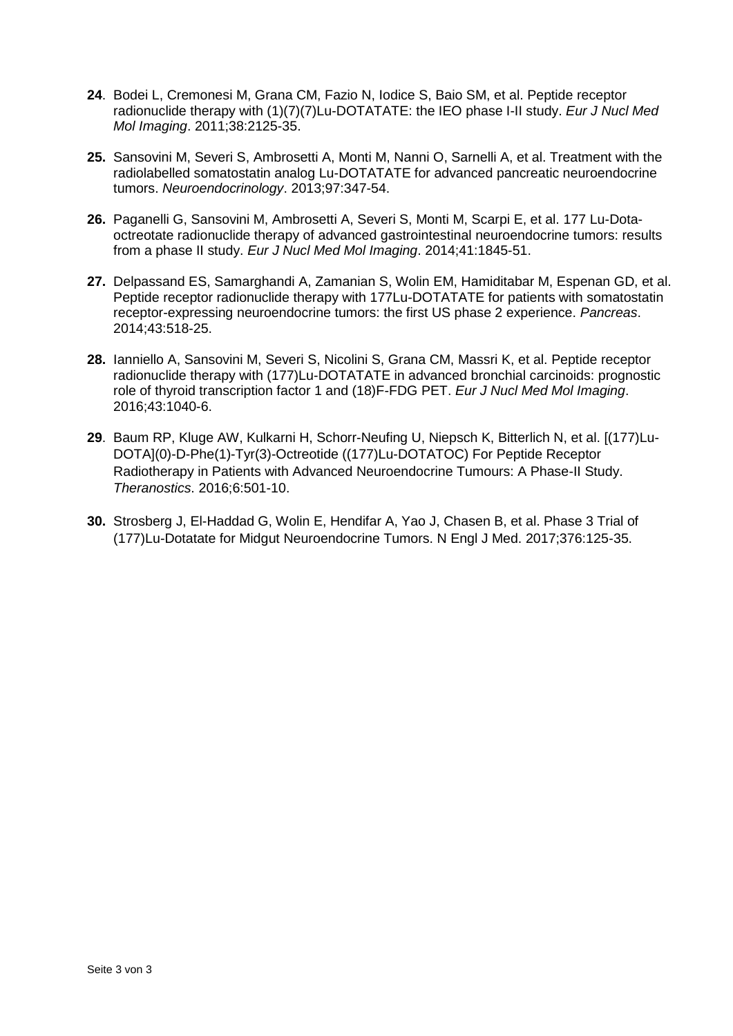**24**. Bodei L, Cremonesi M, Grana CM, Fazio N, Iodice S, Baio SM, et al. Peptide receptor radionuclide therapy with (1)(7)(7)Lu-DOTATATE: the IEO phase I-II study. *Eur J Nucl Med Mol Imaging*. 2011;38:2125-35.

**25.** Sansovini M, Severi S, Ambrosetti A, Monti M, Nanni O, Sarnelli A, et al. Treatment with the radiolabelled somatostatin analog Lu-DOTATATE for advanced pancreatic neuroendocrine tumors. *Neuroendocrinology*. 2013;97:347-54.

**26.** Paganelli G, Sansovini M, Ambrosetti A, Severi S, Monti M, Scarpi E, et al. 177 Lu-Dota-octreotate radionuclide therapy of advanced gastrointestinal neuroendocrine tumors: results from a phase II study. *Eur J Nucl Med Mol Imaging*. 2014;41:1845-51.

**27.** Delpassand ES, Samarghandi A, Zamanian S, Wolin EM, Hamiditabar M, Espenan GD, et al. Peptide receptor radionuclide therapy with 177Lu-DOTATATE for patients with somatostatin receptor-expressing neuroendocrine tumors: the first US phase 2 experience. *Pancreas*. 2014;43:518-25.

**28.** Ianniello A, Sansovini M, Severi S, Nicolini S, Grana CM, Massri K, et al. Peptide receptor radionuclide therapy with (177)Lu-DOTATATE in advanced bronchial carcinoids: prognostic role of thyroid transcription factor 1 and (18)F-FDG PET. *Eur J Nucl Med Mol Imaging*. 2016;43:1040-6.

**29**. Baum RP, Kluge AW, Kulkarni H, Schorr-Neufing U, Niepsch K, Bitterlich N, et al. [(177)Lu-DOTA](0)-D-Phe(1)-Tyr(3)-Octreotide ((177)Lu-DOTATOC) For Peptide Receptor Radiotherapy in Patients with Advanced Neuroendocrine Tumours: A Phase-II Study. *Theranostics*. 2016;6:501-10.

**30.** Strosberg J, El-Haddad G, Wolin E, Hendifar A, Yao J, Chasen B, et al. Phase 3 Trial of (177)Lu-Dotatate for Midgut Neuroendocrine Tumors. N Engl J Med. 2017;376:125-35.